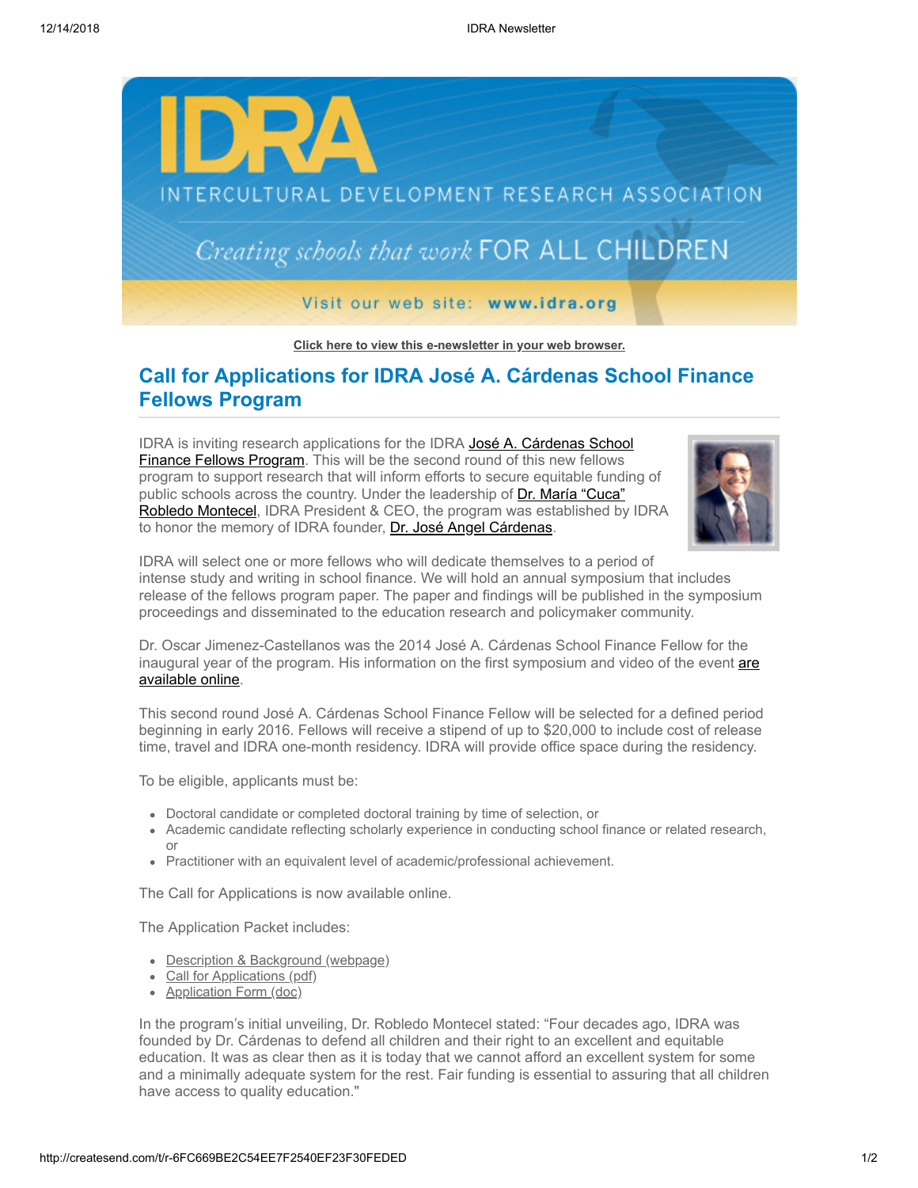Click here to view this e-newsletter in your web browser.

## Call for Applications for IDRA José A. Cárdenas School Finance Fellows Program

IDRA is inviting research applications for the IDRA José A. Cárdenas School Finance Fellows Program. This will be the second round of this new fellows program to support research that will inform efforts to secure equitable funding of public schools across the country. Under the leadership of Dr. María "Cuca" Robledo Montecel, IDRA President & CEO, the program was established by IDRA to honor the memory of IDRA founder, Dr. José Angel Cárdenas.

IDRA will select one or more fellows who will dedicate themselves to a period of intense study and writing in school finance. We will hold an annual symposium that includes release of the fellows program paper. The paper and findings will be published in the symposium proceedings and disseminated to the education research and policymaker community.

Dr. Oscar Jimenez-Castellanos was the 2014 José A. Cárdenas School Finance Fellow for the inaugural year of the program. His information on the first symposium and video of the event are available online.

This second round José A. Cárdenas School Finance Fellow will be selected for a defined period beginning in early 2016. Fellows will receive a stipend of up to $20,000 to include cost of release time, travel and IDRA one-month residency. IDRA will provide office space during the residency.

To be eligible, applicants must be:

- Doctoral candidate or completed doctoral training by time of selection, or
- Academic candidate reflecting scholarly experience in conducting school finance or related research, or
- Practitioner with an equivalent level of academic/professional achievement.

The Call for Applications is now available online.

The Application Packet includes:

- Description & Background (webpage)
- Call for Applications (pdf)
- Application Form (doc)

In the program's initial unveiling, Dr. Robledo Montecel stated: "Four decades ago, IDRA was founded by Dr. Cárdenas to defend all children and their right to an excellent and equitable education. It was as clear then as it is today that we cannot afford an excellent system for some and a minimally adequate system for the rest. Fair funding is essential to assuring that all children have access to quality education."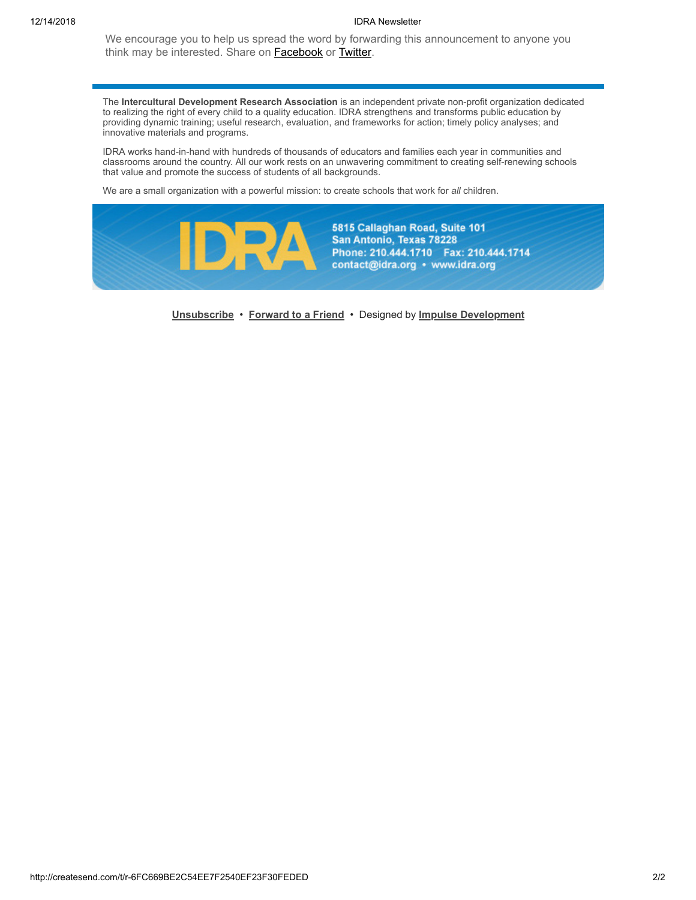We encourage you to help us spread the word by forwarding this announcement to anyone you think may be interested. Share on Facebook or Twitter.

The **Intercultural Development Research Association** is an independent private non-profit organization dedicated to realizing the right of every child to a quality education. IDRA strengthens and transforms public education by providing dynamic training; useful research, evaluation, and frameworks for action; timely policy analyses; and innovative materials and programs.

IDRA works hand-in-hand with hundreds of thousands of educators and families each year in communities and classrooms around the country. All our work rests on an unwavering commitment to creating self-renewing schools that value and promote the success of students of all backgrounds.

We are a small organization with a powerful mission: to create schools that work for *all* children.

IDRA

5815 Callaghan Road, Suite 101
San Antonio, Texas 78228
Phone: 210.444.1710 Fax: 210.444.1714
contact@idra.org • www.idra.org

**Unsubscribe** • **Forward to a Friend** • Designed by **Impulse Development**